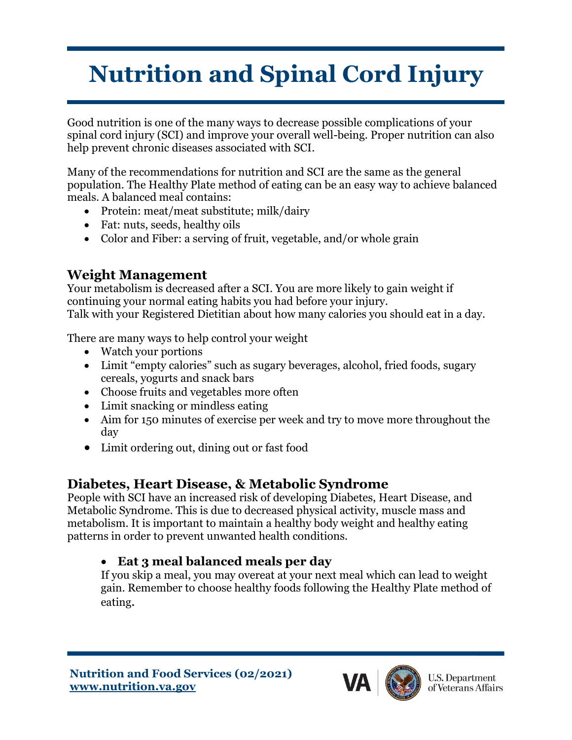# Nutrition and Spinal Cord Injury

Good nutrition is one of the many ways to decrease possible complications of your spinal cord injury (SCI) and improve your overall well-being. Proper nutrition can also help prevent chronic diseases associated with SCI.

Many of the recommendations for nutrition and SCI are the same as the general population. The Healthy Plate method of eating can be an easy way to achieve balanced meals. A balanced meal contains:

- Protein: meat/meat substitute; milk/dairy
- Fat: nuts, seeds, healthy oils
- Color and Fiber: a serving of fruit, vegetable, and/or whole grain

## Weight Management

Your metabolism is decreased after a SCI. You are more likely to gain weight if continuing your normal eating habits you had before your injury.
Talk with your Registered Dietitian about how many calories you should eat in a day.

There are many ways to help control your weight

- Watch your portions
- Limit "empty calories" such as sugary beverages, alcohol, fried foods, sugary cereals, yogurts and snack bars
- Choose fruits and vegetables more often
- Limit snacking or mindless eating
- Aim for 150 minutes of exercise per week and try to move more throughout the day
- Limit ordering out, dining out or fast food

## Diabetes, Heart Disease, & Metabolic Syndrome

People with SCI have an increased risk of developing Diabetes, Heart Disease, and Metabolic Syndrome. This is due to decreased physical activity, muscle mass and metabolism. It is important to maintain a healthy body weight and healthy eating patterns in order to prevent unwanted health conditions.

- **Eat 3 meal balanced meals per day**
  If you skip a meal, you may overeat at your next meal which can lead to weight gain. Remember to choose healthy foods following the Healthy Plate method of eating.

**Nutrition and Food Services (02/2021)**
**www.nutrition.va.gov**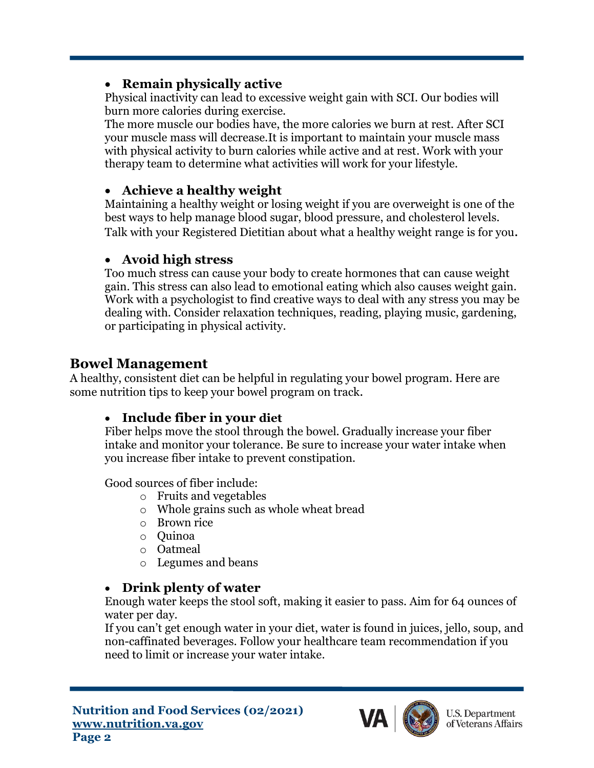- **Remain physically active**

  Physical inactivity can lead to excessive weight gain with SCI. Our bodies will burn more calories during exercise.

  The more muscle our bodies have, the more calories we burn at rest. After SCI your muscle mass will decrease.It is important to maintain your muscle mass with physical activity to burn calories while active and at rest. Work with your therapy team to determine what activities will work for your lifestyle.

- **Achieve a healthy weight**

  Maintaining a healthy weight or losing weight if you are overweight is one of the best ways to help manage blood sugar, blood pressure, and cholesterol levels. Talk with your Registered Dietitian about what a healthy weight range is for you.

- **Avoid high stress**

  Too much stress can cause your body to create hormones that can cause weight gain. This stress can also lead to emotional eating which also causes weight gain. Work with a psychologist to find creative ways to deal with any stress you may be dealing with. Consider relaxation techniques, reading, playing music, gardening, or participating in physical activity.

## Bowel Management

A healthy, consistent diet can be helpful in regulating your bowel program. Here are some nutrition tips to keep your bowel program on track.

- **Include fiber in your diet**

  Fiber helps move the stool through the bowel. Gradually increase your fiber intake and monitor your tolerance. Be sure to increase your water intake when you increase fiber intake to prevent constipation.

  Good sources of fiber include:

  - Fruits and vegetables
  - Whole grains such as whole wheat bread
  - Brown rice
  - Quinoa
  - Oatmeal
  - Legumes and beans

- **Drink plenty of water**

  Enough water keeps the stool soft, making it easier to pass. Aim for 64 ounces of water per day.

  If you can't get enough water in your diet, water is found in juices, jello, soup, and non-caffinated beverages. Follow your healthcare team recommendation if you need to limit or increase your water intake.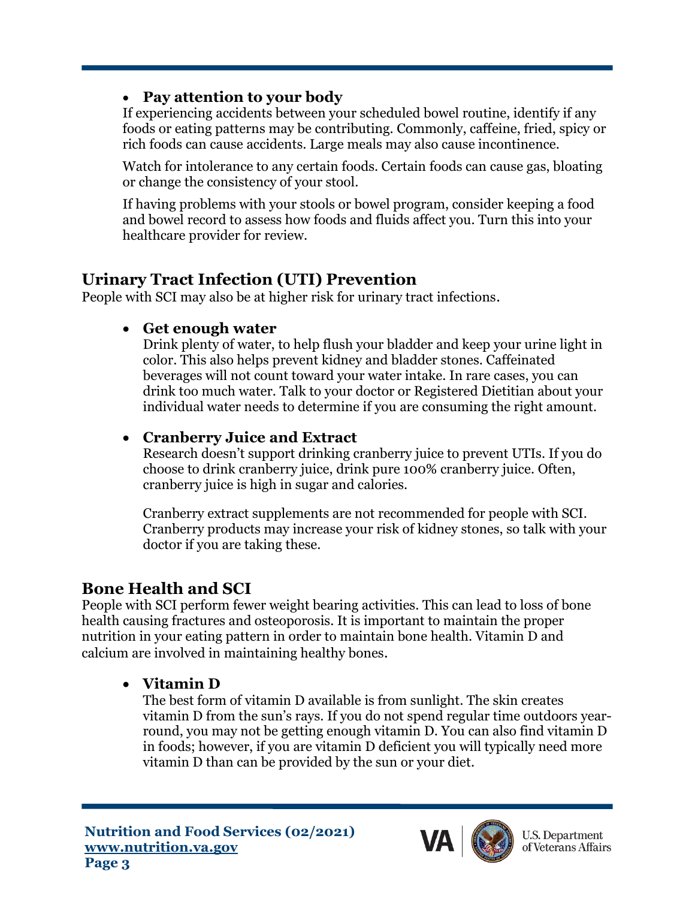- **Pay attention to your body**

  If experiencing accidents between your scheduled bowel routine, identify if any foods or eating patterns may be contributing. Commonly, caffeine, fried, spicy or rich foods can cause accidents. Large meals may also cause incontinence.

  Watch for intolerance to any certain foods. Certain foods can cause gas, bloating or change the consistency of your stool.

  If having problems with your stools or bowel program, consider keeping a food and bowel record to assess how foods and fluids affect you. Turn this into your healthcare provider for review.

## Urinary Tract Infection (UTI) Prevention

People with SCI may also be at higher risk for urinary tract infections.

- **Get enough water**

  Drink plenty of water, to help flush your bladder and keep your urine light in color. This also helps prevent kidney and bladder stones. Caffeinated beverages will not count toward your water intake. In rare cases, you can drink too much water. Talk to your doctor or Registered Dietitian about your individual water needs to determine if you are consuming the right amount.

- **Cranberry Juice and Extract**

  Research doesn't support drinking cranberry juice to prevent UTIs. If you do choose to drink cranberry juice, drink pure 100% cranberry juice. Often, cranberry juice is high in sugar and calories.

  Cranberry extract supplements are not recommended for people with SCI. Cranberry products may increase your risk of kidney stones, so talk with your doctor if you are taking these.

## Bone Health and SCI

People with SCI perform fewer weight bearing activities. This can lead to loss of bone health causing fractures and osteoporosis. It is important to maintain the proper nutrition in your eating pattern in order to maintain bone health. Vitamin D and calcium are involved in maintaining healthy bones.

- **Vitamin D**

  The best form of vitamin D available is from sunlight. The skin creates vitamin D from the sun's rays. If you do not spend regular time outdoors year-round, you may not be getting enough vitamin D. You can also find vitamin D in foods; however, if you are vitamin D deficient you will typically need more vitamin D than can be provided by the sun or your diet.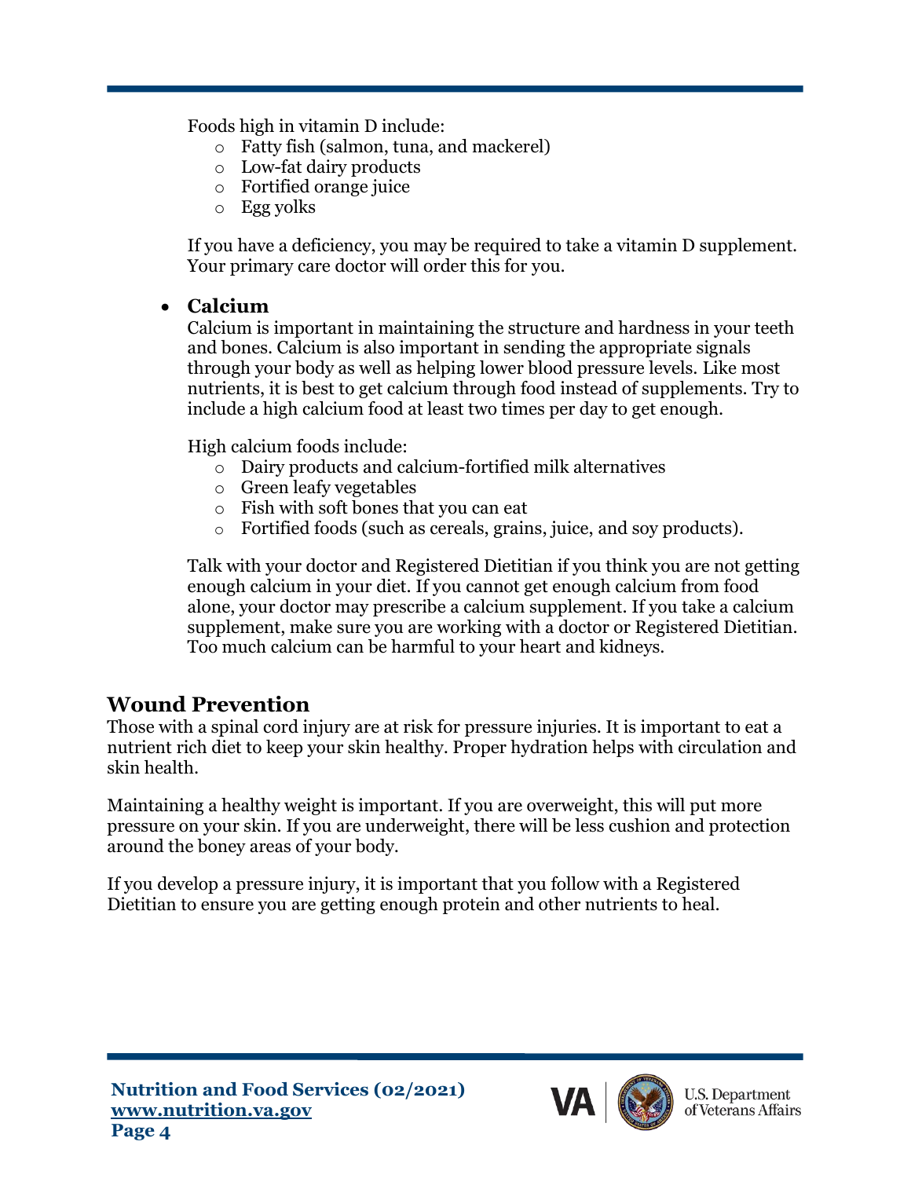Foods high in vitamin D include:

- Fatty fish (salmon, tuna, and mackerel)
- Low-fat dairy products
- Fortified orange juice
- Egg yolks

If you have a deficiency, you may be required to take a vitamin D supplement. Your primary care doctor will order this for you.

- **Calcium**
  
  Calcium is important in maintaining the structure and hardness in your teeth and bones. Calcium is also important in sending the appropriate signals through your body as well as helping lower blood pressure levels. Like most nutrients, it is best to get calcium through food instead of supplements. Try to include a high calcium food at least two times per day to get enough.

  High calcium foods include:
  - Dairy products and calcium-fortified milk alternatives
  - Green leafy vegetables
  - Fish with soft bones that you can eat
  - Fortified foods (such as cereals, grains, juice, and soy products).

  Talk with your doctor and Registered Dietitian if you think you are not getting enough calcium in your diet. If you cannot get enough calcium from food alone, your doctor may prescribe a calcium supplement. If you take a calcium supplement, make sure you are working with a doctor or Registered Dietitian. Too much calcium can be harmful to your heart and kidneys.

## Wound Prevention

Those with a spinal cord injury are at risk for pressure injuries. It is important to eat a nutrient rich diet to keep your skin healthy. Proper hydration helps with circulation and skin health.

Maintaining a healthy weight is important. If you are overweight, this will put more pressure on your skin. If you are underweight, there will be less cushion and protection around the boney areas of your body.

If you develop a pressure injury, it is important that you follow with a Registered Dietitian to ensure you are getting enough protein and other nutrients to heal.